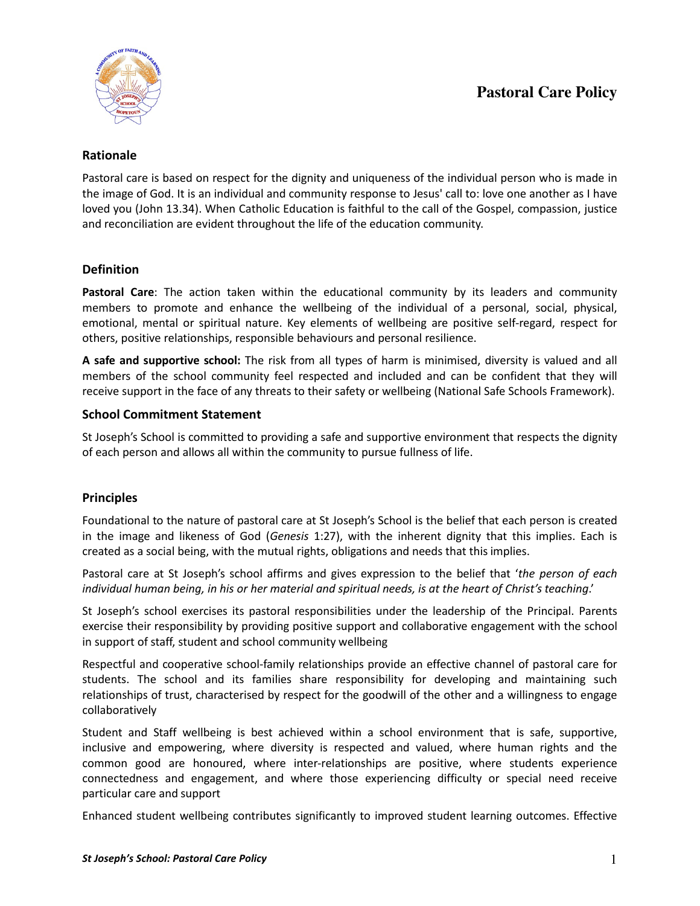# Pastoral Care Policy

## Rationale

Pastoral care is based on respect for the dignity and uniqueness of the individual person who is made in the image of God. It is an individual and community response to Jesus' call to: love one another as I have loved you (John 13.34). When Catholic Education is faithful to the call of the Gospel, compassion, justice and reconciliation are evident throughout the life of the education community.

## Definition

**Pastoral Care**: The action taken within the educational community by its leaders and community members to promote and enhance the wellbeing of the individual of a personal, social, physical, emotional, mental or spiritual nature. Key elements of wellbeing are positive self-regard, respect for others, positive relationships, responsible behaviours and personal resilience.

**A safe and supportive school:** The risk from all types of harm is minimised, diversity is valued and all members of the school community feel respected and included and can be confident that they will receive support in the face of any threats to their safety or wellbeing (National Safe Schools Framework).

## School Commitment Statement

St Joseph's School is committed to providing a safe and supportive environment that respects the dignity of each person and allows all within the community to pursue fullness of life.

## Principles

Foundational to the nature of pastoral care at St Joseph's School is the belief that each person is created in the image and likeness of God (*Genesis* 1:27), with the inherent dignity that this implies. Each is created as a social being, with the mutual rights, obligations and needs that this implies.

Pastoral care at St Joseph's school affirms and gives expression to the belief that '*the person of each individual human being, in his or her material and spiritual needs, is at the heart of Christ's teaching*.'

St Joseph's school exercises its pastoral responsibilities under the leadership of the Principal. Parents exercise their responsibility by providing positive support and collaborative engagement with the school in support of staff, student and school community wellbeing

Respectful and cooperative school-family relationships provide an effective channel of pastoral care for students. The school and its families share responsibility for developing and maintaining such relationships of trust, characterised by respect for the goodwill of the other and a willingness to engage collaboratively

Student and Staff wellbeing is best achieved within a school environment that is safe, supportive, inclusive and empowering, where diversity is respected and valued, where human rights and the common good are honoured, where inter-relationships are positive, where students experience connectedness and engagement, and where those experiencing difficulty or special need receive particular care and support

Enhanced student wellbeing contributes significantly to improved student learning outcomes. Effective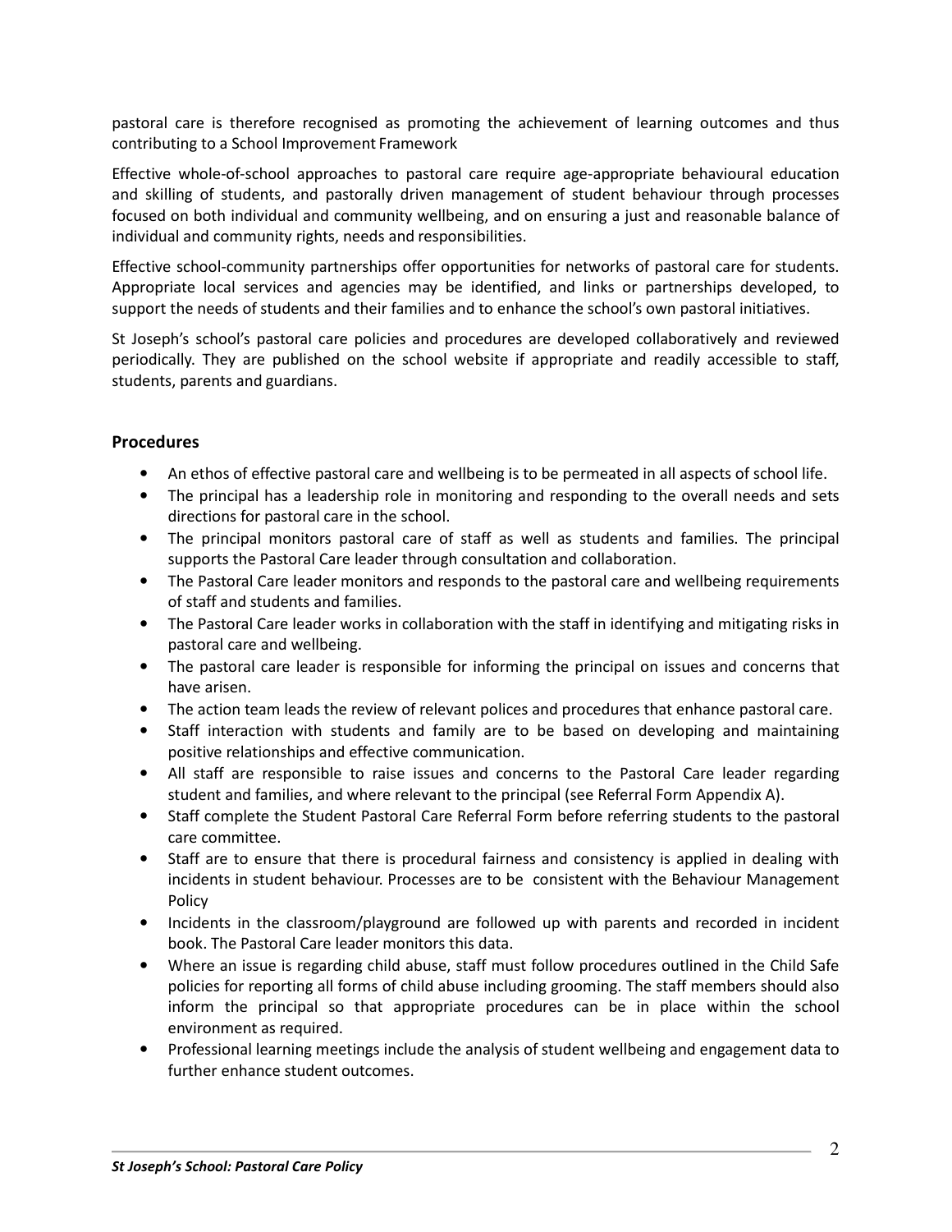pastoral care is therefore recognised as promoting the achievement of learning outcomes and thus contributing to a School Improvement Framework

Effective whole-of-school approaches to pastoral care require age-appropriate behavioural education and skilling of students, and pastorally driven management of student behaviour through processes focused on both individual and community wellbeing, and on ensuring a just and reasonable balance of individual and community rights, needs and responsibilities.

Effective school-community partnerships offer opportunities for networks of pastoral care for students. Appropriate local services and agencies may be identified, and links or partnerships developed, to support the needs of students and their families and to enhance the school's own pastoral initiatives.

St Joseph's school's pastoral care policies and procedures are developed collaboratively and reviewed periodically. They are published on the school website if appropriate and readily accessible to staff, students, parents and guardians.

## Procedures

- An ethos of effective pastoral care and wellbeing is to be permeated in all aspects of school life.
- The principal has a leadership role in monitoring and responding to the overall needs and sets directions for pastoral care in the school.
- The principal monitors pastoral care of staff as well as students and families. The principal supports the Pastoral Care leader through consultation and collaboration.
- The Pastoral Care leader monitors and responds to the pastoral care and wellbeing requirements of staff and students and families.
- The Pastoral Care leader works in collaboration with the staff in identifying and mitigating risks in pastoral care and wellbeing.
- The pastoral care leader is responsible for informing the principal on issues and concerns that have arisen.
- The action team leads the review of relevant polices and procedures that enhance pastoral care.
- Staff interaction with students and family are to be based on developing and maintaining positive relationships and effective communication.
- All staff are responsible to raise issues and concerns to the Pastoral Care leader regarding student and families, and where relevant to the principal (see Referral Form Appendix A).
- Staff complete the Student Pastoral Care Referral Form before referring students to the pastoral care committee.
- Staff are to ensure that there is procedural fairness and consistency is applied in dealing with incidents in student behaviour. Processes are to be consistent with the Behaviour Management Policy
- Incidents in the classroom/playground are followed up with parents and recorded in incident book. The Pastoral Care leader monitors this data.
- Where an issue is regarding child abuse, staff must follow procedures outlined in the Child Safe policies for reporting all forms of child abuse including grooming. The staff members should also inform the principal so that appropriate procedures can be in place within the school environment as required.
- Professional learning meetings include the analysis of student wellbeing and engagement data to further enhance student outcomes.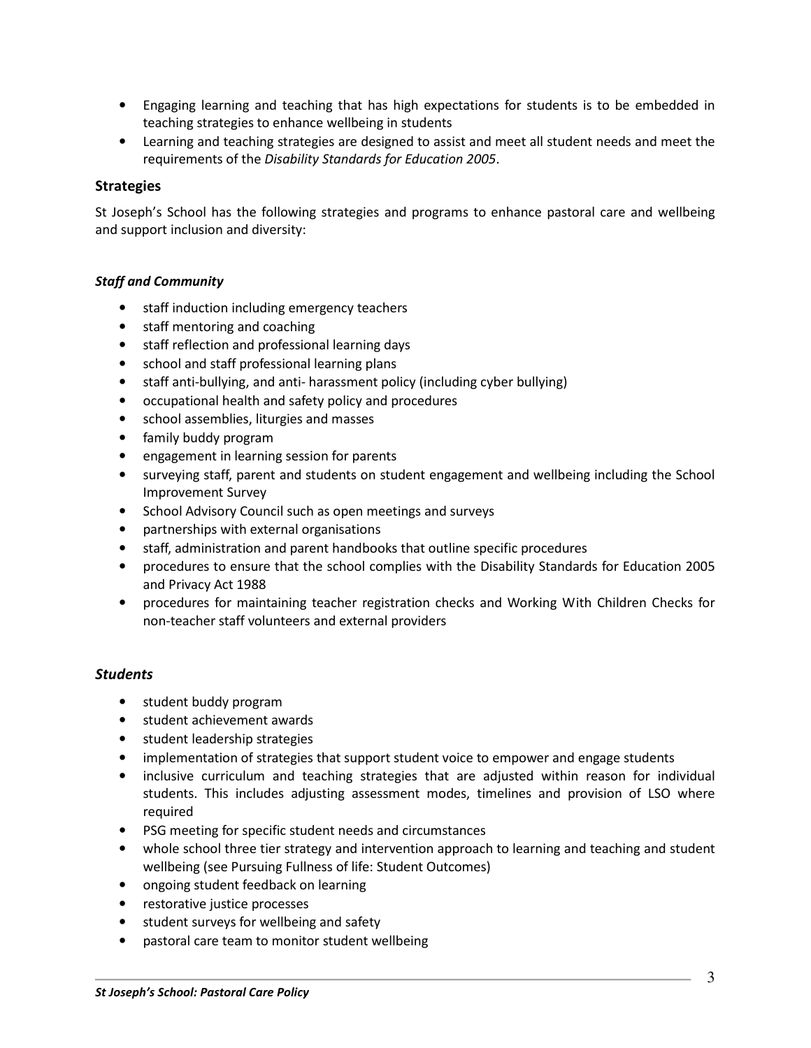- Engaging learning and teaching that has high expectations for students is to be embedded in teaching strategies to enhance wellbeing in students
- Learning and teaching strategies are designed to assist and meet all student needs and meet the requirements of the *Disability Standards for Education 2005*.

## Strategies

St Joseph's School has the following strategies and programs to enhance pastoral care and wellbeing and support inclusion and diversity:

### *Staff and Community*

- staff induction including emergency teachers
- staff mentoring and coaching
- staff reflection and professional learning days
- school and staff professional learning plans
- staff anti-bullying, and anti- harassment policy (including cyber bullying)
- occupational health and safety policy and procedures
- school assemblies, liturgies and masses
- family buddy program
- engagement in learning session for parents
- surveying staff, parent and students on student engagement and wellbeing including the School Improvement Survey
- School Advisory Council such as open meetings and surveys
- partnerships with external organisations
- staff, administration and parent handbooks that outline specific procedures
- procedures to ensure that the school complies with the Disability Standards for Education 2005 and Privacy Act 1988
- procedures for maintaining teacher registration checks and Working With Children Checks for non-teacher staff volunteers and external providers

### *Students*

- student buddy program
- student achievement awards
- student leadership strategies
- implementation of strategies that support student voice to empower and engage students
- inclusive curriculum and teaching strategies that are adjusted within reason for individual students. This includes adjusting assessment modes, timelines and provision of LSO where required
- PSG meeting for specific student needs and circumstances
- whole school three tier strategy and intervention approach to learning and teaching and student wellbeing (see Pursuing Fullness of life: Student Outcomes)
- ongoing student feedback on learning
- restorative justice processes
- student surveys for wellbeing and safety
- pastoral care team to monitor student wellbeing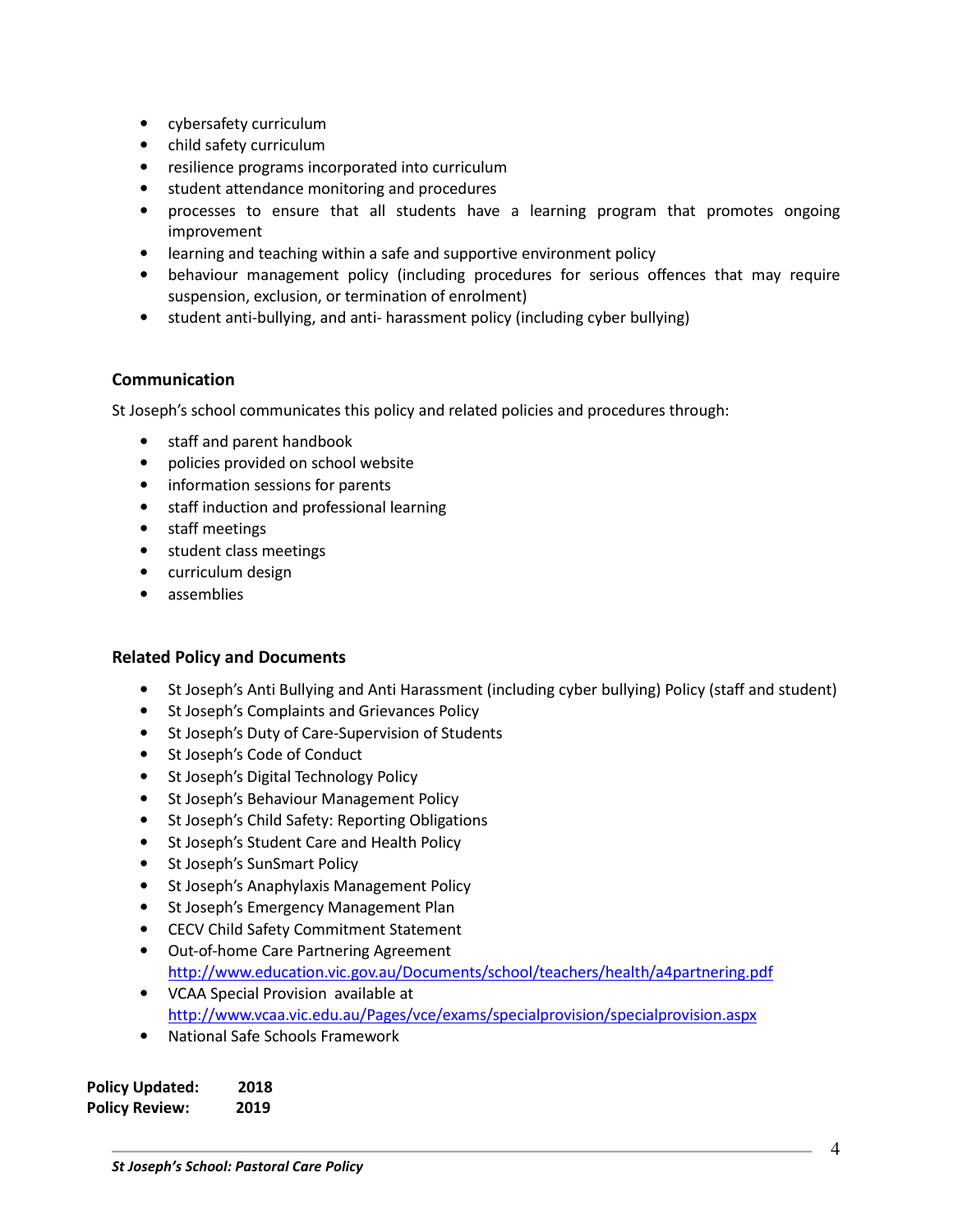- cybersafety curriculum
- child safety curriculum
- resilience programs incorporated into curriculum
- student attendance monitoring and procedures
- processes to ensure that all students have a learning program that promotes ongoing improvement
- learning and teaching within a safe and supportive environment policy
- behaviour management policy (including procedures for serious offences that may require suspension, exclusion, or termination of enrolment)
- student anti-bullying, and anti- harassment policy (including cyber bullying)

### Communication

St Joseph's school communicates this policy and related policies and procedures through:

- staff and parent handbook
- policies provided on school website
- information sessions for parents
- staff induction and professional learning
- staff meetings
- student class meetings
- curriculum design
- assemblies

### Related Policy and Documents

- St Joseph's Anti Bullying and Anti Harassment (including cyber bullying) Policy (staff and student)
- St Joseph's Complaints and Grievances Policy
- St Joseph's Duty of Care-Supervision of Students
- St Joseph's Code of Conduct
- St Joseph's Digital Technology Policy
- St Joseph's Behaviour Management Policy
- St Joseph's Child Safety: Reporting Obligations
- St Joseph's Student Care and Health Policy
- St Joseph's SunSmart Policy
- St Joseph's Anaphylaxis Management Policy
- St Joseph's Emergency Management Plan
- CECV Child Safety Commitment Statement
- Out-of-home Care Partnering Agreement http://www.education.vic.gov.au/Documents/school/teachers/health/a4partnering.pdf
- VCAA Special Provision available at http://www.vcaa.vic.edu.au/Pages/vce/exams/specialprovision/specialprovision.aspx
- National Safe Schools Framework

**Policy Updated:** **2018**
**Policy Review:** **2019**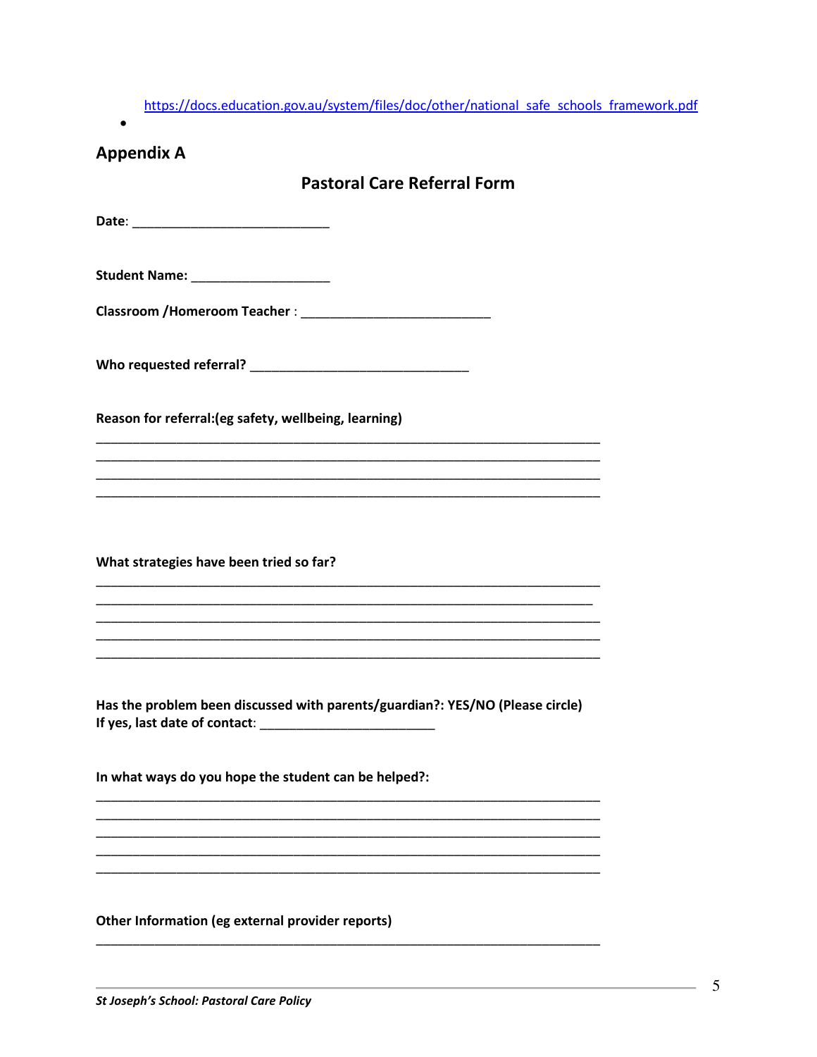https://docs.education.gov.au/system/files/doc/other/national_safe_schools_framework.pdf

- 

## Appendix A

### Pastoral Care Referral Form

**Date**: ___________________________

**Student Name:** ___________________

**Classroom /Homeroom Teacher** : __________________________

**Who requested referral?** ______________________________

**Reason for referral:(eg safety, wellbeing, learning)**

______________________________________________________________________
______________________________________________________________________
______________________________________________________________________
______________________________________________________________________

**What strategies have been tried so far?**

______________________________________________________________________
_____________________________________________________________________
______________________________________________________________________
______________________________________________________________________
______________________________________________________________________

**Has the problem been discussed with parents/guardian?: YES/NO (Please circle)**
**If yes, last date of contact**: ________________________

**In what ways do you hope the student can be helped?:**

______________________________________________________________________
______________________________________________________________________
______________________________________________________________________
______________________________________________________________________
______________________________________________________________________

**Other Information (eg external provider reports)**

______________________________________________________________________